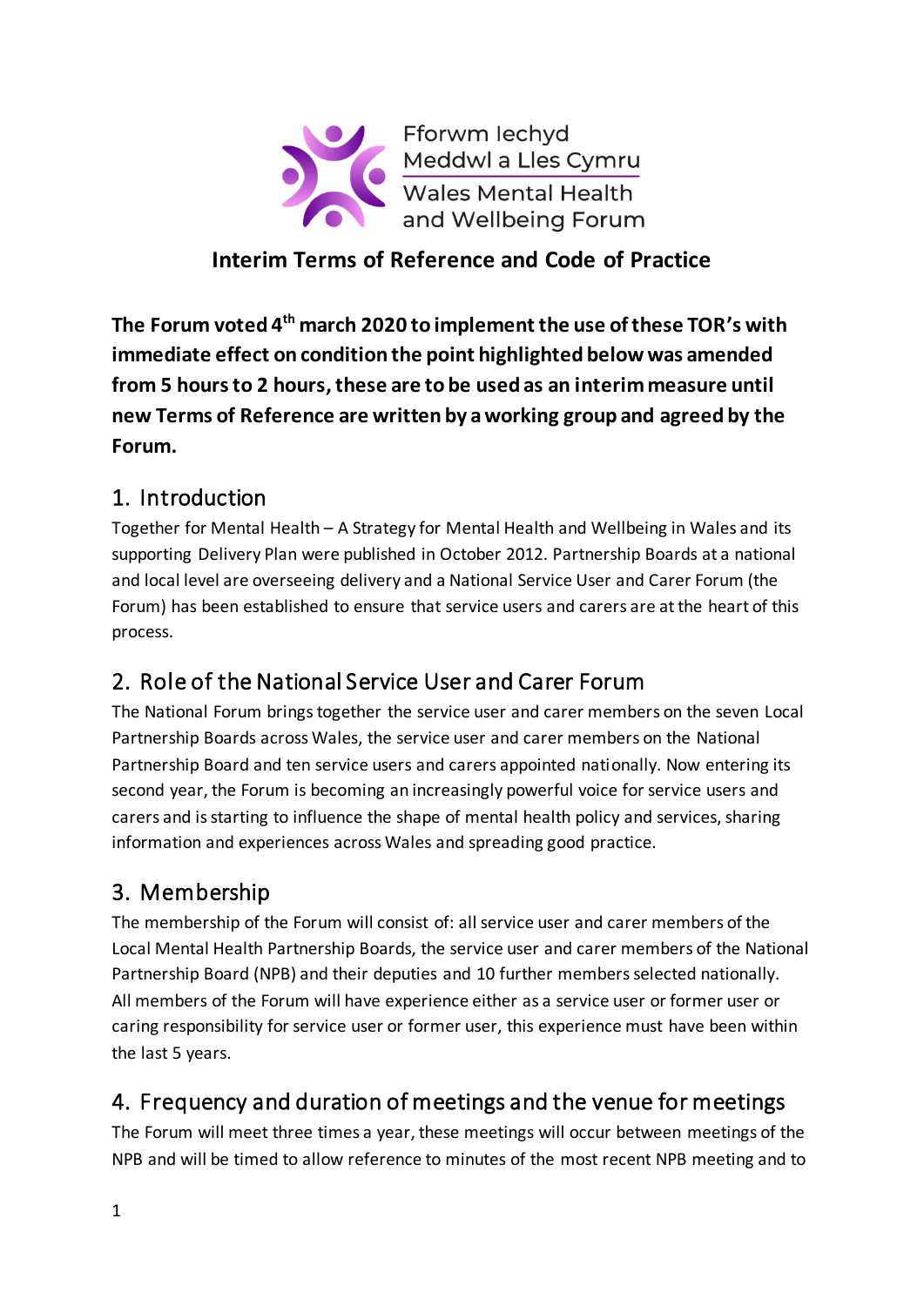Fforwm Iechyd Meddwl a Lles Cymru

Wales Mental Health and Wellbeing Forum

# Interim Terms of Reference and Code of Practice

**The Forum voted 4th march 2020 to implement the use of these TOR's with immediate effect on condition the point highlighted below was amended from 5 hours to 2 hours, these are to be used as an interim measure until new Terms of Reference are written by a working group and agreed by the Forum.**

## 1. Introduction

Together for Mental Health – A Strategy for Mental Health and Wellbeing in Wales and its supporting Delivery Plan were published in October 2012. Partnership Boards at a national and local level are overseeing delivery and a National Service User and Carer Forum (the Forum) has been established to ensure that service users and carers are at the heart of this process.

## 2. Role of the National Service User and Carer Forum

The National Forum brings together the service user and carer members on the seven Local Partnership Boards across Wales, the service user and carer members on the National Partnership Board and ten service users and carers appointed nationally. Now entering its second year, the Forum is becoming an increasingly powerful voice for service users and carers and is starting to influence the shape of mental health policy and services, sharing information and experiences across Wales and spreading good practice.

## 3. Membership

The membership of the Forum will consist of: all service user and carer members of the Local Mental Health Partnership Boards, the service user and carer members of the National Partnership Board (NPB) and their deputies and 10 further members selected nationally. All members of the Forum will have experience either as a service user or former user or caring responsibility for service user or former user, this experience must have been within the last 5 years.

## 4. Frequency and duration of meetings and the venue for meetings

The Forum will meet three times a year, these meetings will occur between meetings of the NPB and will be timed to allow reference to minutes of the most recent NPB meeting and to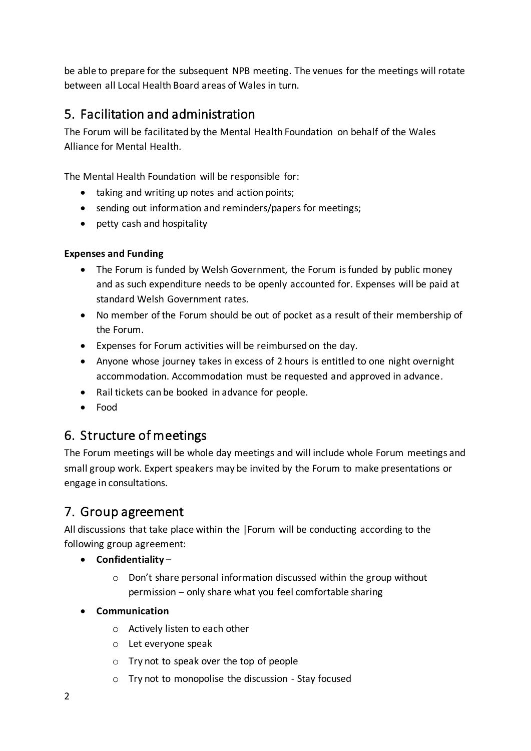be able to prepare for the subsequent NPB meeting. The venues for the meetings will rotate between all Local Health Board areas of Wales in turn.

## 5. Facilitation and administration

The Forum will be facilitated by the Mental Health Foundation on behalf of the Wales Alliance for Mental Health.

The Mental Health Foundation will be responsible for:

- taking and writing up notes and action points;
- sending out information and reminders/papers for meetings;
- petty cash and hospitality

**Expenses and Funding**

- The Forum is funded by Welsh Government, the Forum is funded by public money and as such expenditure needs to be openly accounted for. Expenses will be paid at standard Welsh Government rates.
- No member of the Forum should be out of pocket as a result of their membership of the Forum.
- Expenses for Forum activities will be reimbursed on the day.
- Anyone whose journey takes in excess of 2 hours is entitled to one night overnight accommodation. Accommodation must be requested and approved in advance.
- Rail tickets can be booked in advance for people.
- Food

## 6. Structure of meetings

The Forum meetings will be whole day meetings and will include whole Forum meetings and small group work. Expert speakers may be invited by the Forum to make presentations or engage in consultations.

## 7. Group agreement

All discussions that take place within the |Forum will be conducting according to the following group agreement:

- **Confidentiality** –
    - Don't share personal information discussed within the group without permission – only share what you feel comfortable sharing
- **Communication**
    - Actively listen to each other
    - Let everyone speak
    - Try not to speak over the top of people
    - Try not to monopolise the discussion - Stay focused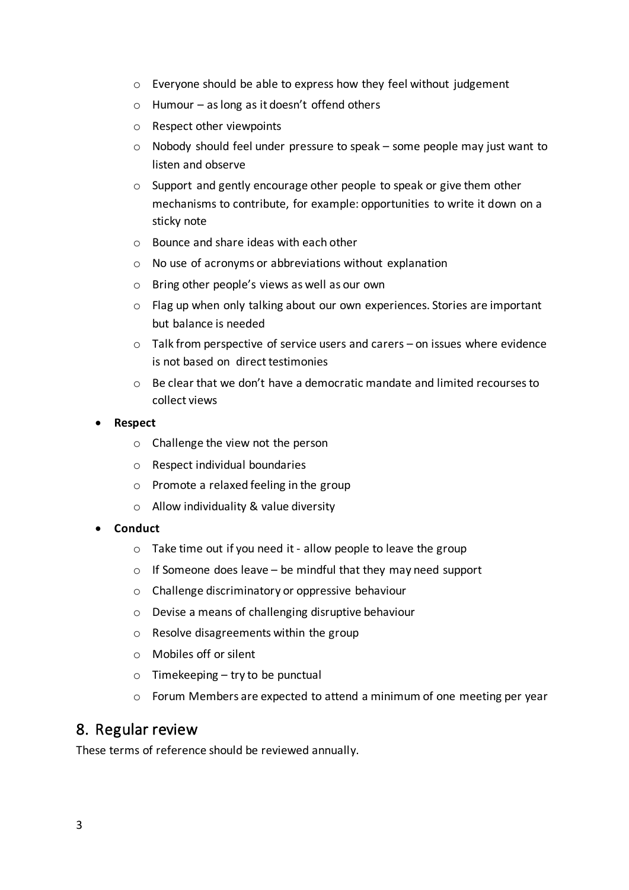- Everyone should be able to express how they feel without judgement
  - Humour – as long as it doesn't offend others
  - Respect other viewpoints
  - Nobody should feel under pressure to speak – some people may just want to listen and observe
  - Support and gently encourage other people to speak or give them other mechanisms to contribute, for example: opportunities to write it down on a sticky note
  - Bounce and share ideas with each other
  - No use of acronyms or abbreviations without explanation
  - Bring other people's views as well as our own
  - Flag up when only talking about our own experiences. Stories are important but balance is needed
  - Talk from perspective of service users and carers – on issues where evidence is not based on direct testimonies
  - Be clear that we don't have a democratic mandate and limited recourses to collect views
- **Respect**
  - Challenge the view not the person
  - Respect individual boundaries
  - Promote a relaxed feeling in the group
  - Allow individuality & value diversity
- **Conduct**
  - Take time out if you need it - allow people to leave the group
  - If Someone does leave – be mindful that they may need support
  - Challenge discriminatory or oppressive behaviour
  - Devise a means of challenging disruptive behaviour
  - Resolve disagreements within the group
  - Mobiles off or silent
  - Timekeeping – try to be punctual
  - Forum Members are expected to attend a minimum of one meeting per year

## 8. Regular review

These terms of reference should be reviewed annually.